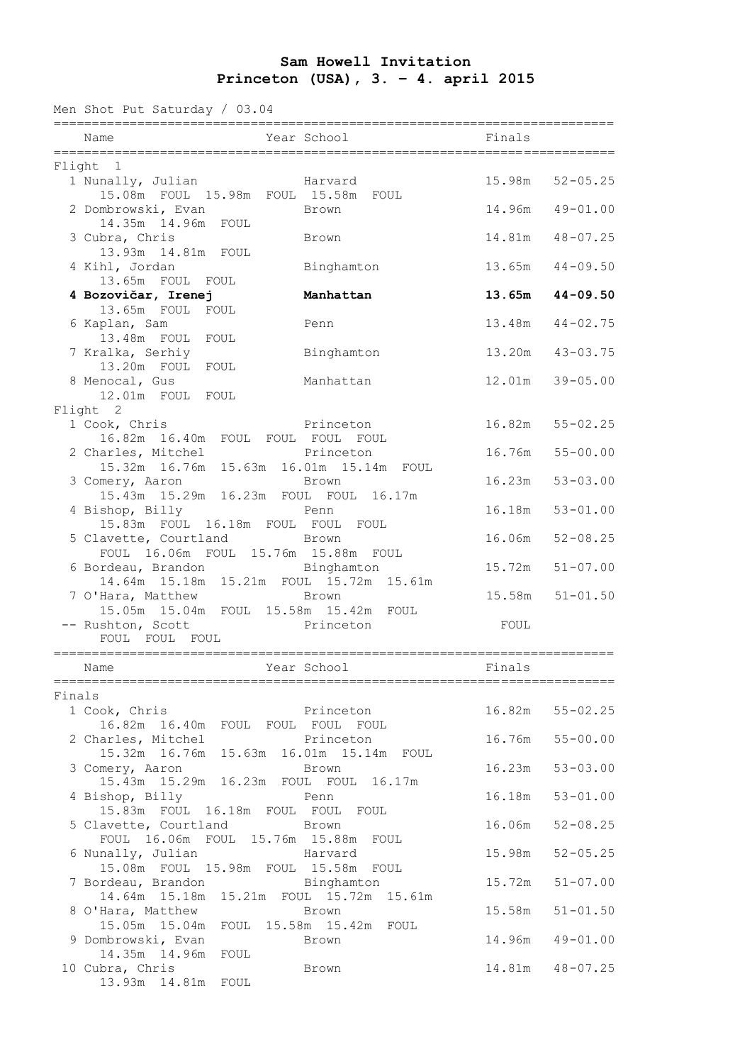# Sam Howell Invitation

## Princeton (USA), 3. - 4. april 2015

Men Shot Put Saturday / 03.04

| Name | Year School | Finals | |
|---|---|---|---|
| **Flight 1** | | | |
| 1 Nunally, Julian | Harvard | 15.98m | 52-05.25 |
| 15.08m FOUL 15.98m FOUL 15.58m FOUL | | | |
| 2 Dombrowski, Evan | Brown | 14.96m | 49-01.00 |
| 14.35m 14.96m FOUL | | | |
| 3 Cubra, Chris | Brown | 14.81m | 48-07.25 |
| 13.93m 14.81m FOUL | | | |
| 4 Kihl, Jordan | Binghamton | 13.65m | 44-09.50 |
| 13.65m FOUL FOUL | | | |
| **4 Bozovičar, Irenej** | **Manhattan** | **13.65m** | **44-09.50** |
| 13.65m FOUL FOUL | | | |
| 6 Kaplan, Sam | Penn | 13.48m | 44-02.75 |
| 13.48m FOUL FOUL | | | |
| 7 Kralka, Serhiy | Binghamton | 13.20m | 43-03.75 |
| 13.20m FOUL FOUL | | | |
| 8 Menocal, Gus | Manhattan | 12.01m | 39-05.00 |
| 12.01m FOUL FOUL | | | |
| **Flight 2** | | | |
| 1 Cook, Chris | Princeton | 16.82m | 55-02.25 |
| 16.82m 16.40m FOUL FOUL FOUL FOUL | | | |
| 2 Charles, Mitchel | Princeton | 16.76m | 55-00.00 |
| 15.32m 16.76m 15.63m 16.01m 15.14m FOUL | | | |
| 3 Comery, Aaron | Brown | 16.23m | 53-03.00 |
| 15.43m 15.29m 16.23m FOUL FOUL 16.17m | | | |
| 4 Bishop, Billy | Penn | 16.18m | 53-01.00 |
| 15.83m FOUL 16.18m FOUL FOUL FOUL | | | |
| 5 Clavette, Courtland | Brown | 16.06m | 52-08.25 |
| FOUL 16.06m FOUL 15.76m 15.88m FOUL | | | |
| 6 Bordeau, Brandon | Binghamton | 15.72m | 51-07.00 |
| 14.64m 15.18m 15.21m FOUL 15.72m 15.61m | | | |
| 7 O'Hara, Matthew | Brown | 15.58m | 51-01.50 |
| 15.05m 15.04m FOUL 15.58m 15.42m FOUL | | | |
| -- Rushton, Scott | Princeton | FOUL | |
| FOUL FOUL FOUL | | | |

| Name | Year School | Finals | |
|---|---|---|---|
| **Finals** | | | |
| 1 Cook, Chris | Princeton | 16.82m | 55-02.25 |
| 16.82m 16.40m FOUL FOUL FOUL FOUL | | | |
| 2 Charles, Mitchel | Princeton | 16.76m | 55-00.00 |
| 15.32m 16.76m 15.63m 16.01m 15.14m FOUL | | | |
| 3 Comery, Aaron | Brown | 16.23m | 53-03.00 |
| 15.43m 15.29m 16.23m FOUL FOUL 16.17m | | | |
| 4 Bishop, Billy | Penn | 16.18m | 53-01.00 |
| 15.83m FOUL 16.18m FOUL FOUL FOUL | | | |
| 5 Clavette, Courtland | Brown | 16.06m | 52-08.25 |
| FOUL 16.06m FOUL 15.76m 15.88m FOUL | | | |
| 6 Nunally, Julian | Harvard | 15.98m | 52-05.25 |
| 15.08m FOUL 15.98m FOUL 15.58m FOUL | | | |
| 7 Bordeau, Brandon | Binghamton | 15.72m | 51-07.00 |
| 14.64m 15.18m 15.21m FOUL 15.72m 15.61m | | | |
| 8 O'Hara, Matthew | Brown | 15.58m | 51-01.50 |
| 15.05m 15.04m FOUL 15.58m 15.42m FOUL | | | |
| 9 Dombrowski, Evan | Brown | 14.96m | 49-01.00 |
| 14.35m 14.96m FOUL | | | |
| 10 Cubra, Chris | Brown | 14.81m | 48-07.25 |
| 13.93m 14.81m FOUL | | | |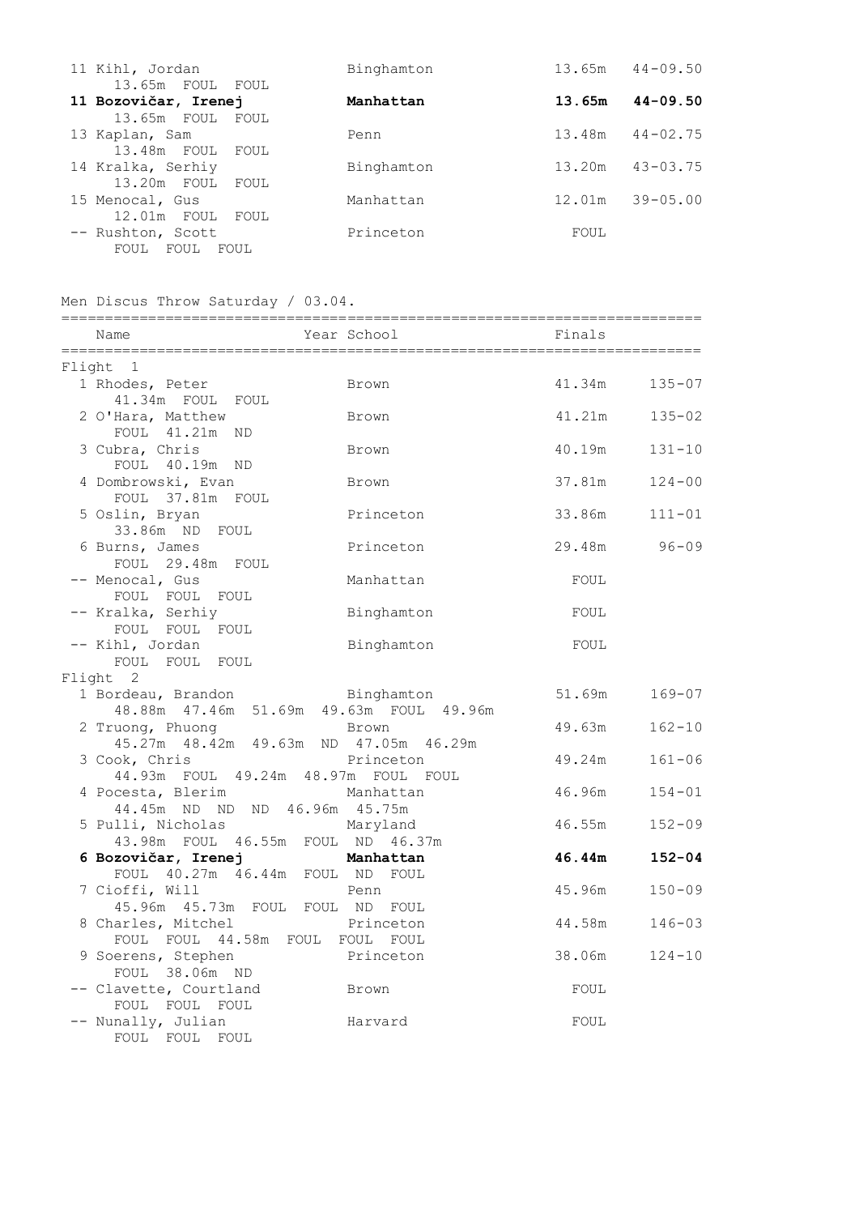| Place | Name | School | Finals | |
|---|---|---|---|---|
| 11 | Kihl, Jordan | Binghamton | 13.65m | 44-09.50 |
| | 13.65m FOUL FOUL | | | |
| **11** | **Bozovičar, Irenej** | **Manhattan** | **13.65m** | **44-09.50** |
| | 13.65m FOUL FOUL | | | |
| 13 | Kaplan, Sam | Penn | 13.48m | 44-02.75 |
| | 13.48m FOUL FOUL | | | |
| 14 | Kralka, Serhiy | Binghamton | 13.20m | 43-03.75 |
| | 13.20m FOUL FOUL | | | |
| 15 | Menocal, Gus | Manhattan | 12.01m | 39-05.00 |
| | 12.01m FOUL FOUL | | | |
| -- | Rushton, Scott | Princeton | FOUL | |
| | FOUL FOUL FOUL | | | |

## Men Discus Throw Saturday / 03.04.

| Place | Name | Year School | Finals | |
|---|---|---|---|---|
| **Flight 1** | | | | |
| 1 | Rhodes, Peter | Brown | 41.34m | 135-07 |
| | 41.34m FOUL FOUL | | | |
| 2 | O'Hara, Matthew | Brown | 41.21m | 135-02 |
| | FOUL 41.21m ND | | | |
| 3 | Cubra, Chris | Brown | 40.19m | 131-10 |
| | FOUL 40.19m ND | | | |
| 4 | Dombrowski, Evan | Brown | 37.81m | 124-00 |
| | FOUL 37.81m FOUL | | | |
| 5 | Oslin, Bryan | Princeton | 33.86m | 111-01 |
| | 33.86m ND FOUL | | | |
| 6 | Burns, James | Princeton | 29.48m | 96-09 |
| | FOUL 29.48m FOUL | | | |
| -- | Menocal, Gus | Manhattan | FOUL | |
| | FOUL FOUL FOUL | | | |
| -- | Kralka, Serhiy | Binghamton | FOUL | |
| | FOUL FOUL FOUL | | | |
| -- | Kihl, Jordan | Binghamton | FOUL | |
| | FOUL FOUL FOUL | | | |
| **Flight 2** | | | | |
| 1 | Bordeau, Brandon | Binghamton | 51.69m | 169-07 |
| | 48.88m 47.46m 51.69m 49.63m FOUL 49.96m | | | |
| 2 | Truong, Phuong | Brown | 49.63m | 162-10 |
| | 45.27m 48.42m 49.63m ND 47.05m 46.29m | | | |
| 3 | Cook, Chris | Princeton | 49.24m | 161-06 |
| | 44.93m FOUL 49.24m 48.97m FOUL FOUL | | | |
| 4 | Pocesta, Blerim | Manhattan | 46.96m | 154-01 |
| | 44.45m ND ND ND 46.96m 45.75m | | | |
| 5 | Pulli, Nicholas | Maryland | 46.55m | 152-09 |
| | 43.98m FOUL 46.55m FOUL ND 46.37m | | | |
| **6** | **Bozovičar, Irenej** | **Manhattan** | **46.44m** | **152-04** |
| | FOUL 40.27m 46.44m FOUL ND FOUL | | | |
| 7 | Cioffi, Will | Penn | 45.96m | 150-09 |
| | 45.96m 45.73m FOUL FOUL ND FOUL | | | |
| 8 | Charles, Mitchel | Princeton | 44.58m | 146-03 |
| | FOUL FOUL 44.58m FOUL FOUL FOUL | | | |
| 9 | Soerens, Stephen | Princeton | 38.06m | 124-10 |
| | FOUL 38.06m ND | | | |
| -- | Clavette, Courtland | Brown | FOUL | |
| | FOUL FOUL FOUL | | | |
| -- | Nunally, Julian | Harvard | FOUL | |
| | FOUL FOUL FOUL | | | |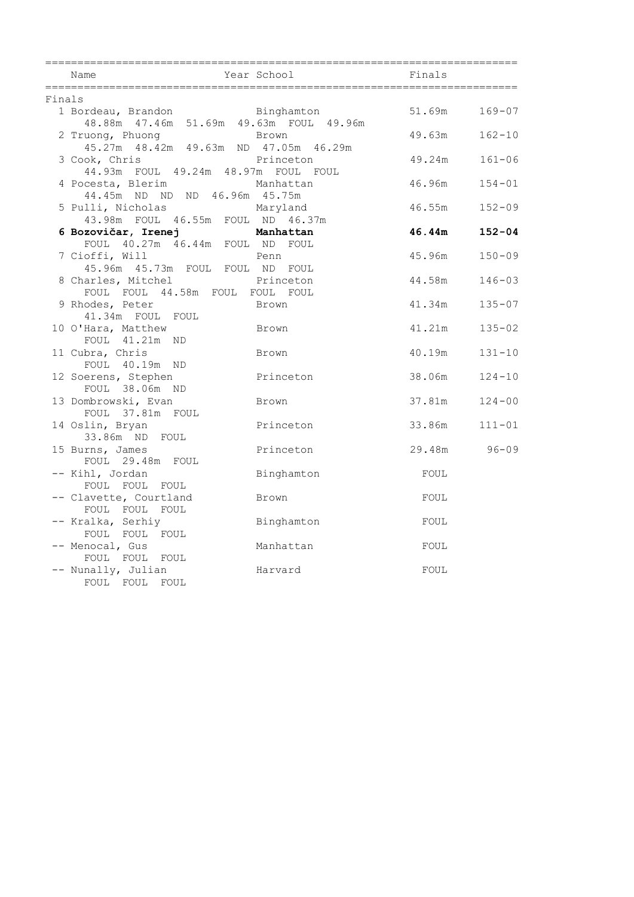| Name | Year School | Finals | |
|---|---|---|---|
| **Finals** | | | |
| 1 Bordeau, Brandon | Binghamton | 51.69m | 169-07 |
| 48.88m 47.46m 51.69m 49.63m FOUL 49.96m | | | |
| 2 Truong, Phuong | Brown | 49.63m | 162-10 |
| 45.27m 48.42m 49.63m ND 47.05m 46.29m | | | |
| 3 Cook, Chris | Princeton | 49.24m | 161-06 |
| 44.93m FOUL 49.24m 48.97m FOUL FOUL | | | |
| 4 Pocesta, Blerim | Manhattan | 46.96m | 154-01 |
| 44.45m ND ND ND 46.96m 45.75m | | | |
| 5 Pulli, Nicholas | Maryland | 46.55m | 152-09 |
| 43.98m FOUL 46.55m FOUL ND 46.37m | | | |
| **6 Bozovičar, Irenej** | **Manhattan** | **46.44m** | **152-04** |
| FOUL 40.27m 46.44m FOUL ND FOUL | | | |
| 7 Cioffi, Will | Penn | 45.96m | 150-09 |
| 45.96m 45.73m FOUL FOUL ND FOUL | | | |
| 8 Charles, Mitchel | Princeton | 44.58m | 146-03 |
| FOUL FOUL 44.58m FOUL FOUL FOUL | | | |
| 9 Rhodes, Peter | Brown | 41.34m | 135-07 |
| 41.34m FOUL FOUL | | | |
| 10 O'Hara, Matthew | Brown | 41.21m | 135-02 |
| FOUL 41.21m ND | | | |
| 11 Cubra, Chris | Brown | 40.19m | 131-10 |
| FOUL 40.19m ND | | | |
| 12 Soerens, Stephen | Princeton | 38.06m | 124-10 |
| FOUL 38.06m ND | | | |
| 13 Dombrowski, Evan | Brown | 37.81m | 124-00 |
| FOUL 37.81m FOUL | | | |
| 14 Oslin, Bryan | Princeton | 33.86m | 111-01 |
| 33.86m ND FOUL | | | |
| 15 Burns, James | Princeton | 29.48m | 96-09 |
| FOUL 29.48m FOUL | | | |
| -- Kihl, Jordan | Binghamton | FOUL | |
| FOUL FOUL FOUL | | | |
| -- Clavette, Courtland | Brown | FOUL | |
| FOUL FOUL FOUL | | | |
| -- Kralka, Serhiy | Binghamton | FOUL | |
| FOUL FOUL FOUL | | | |
| -- Menocal, Gus | Manhattan | FOUL | |
| FOUL FOUL FOUL | | | |
| -- Nunally, Julian | Harvard | FOUL | |
| FOUL FOUL FOUL | | | |